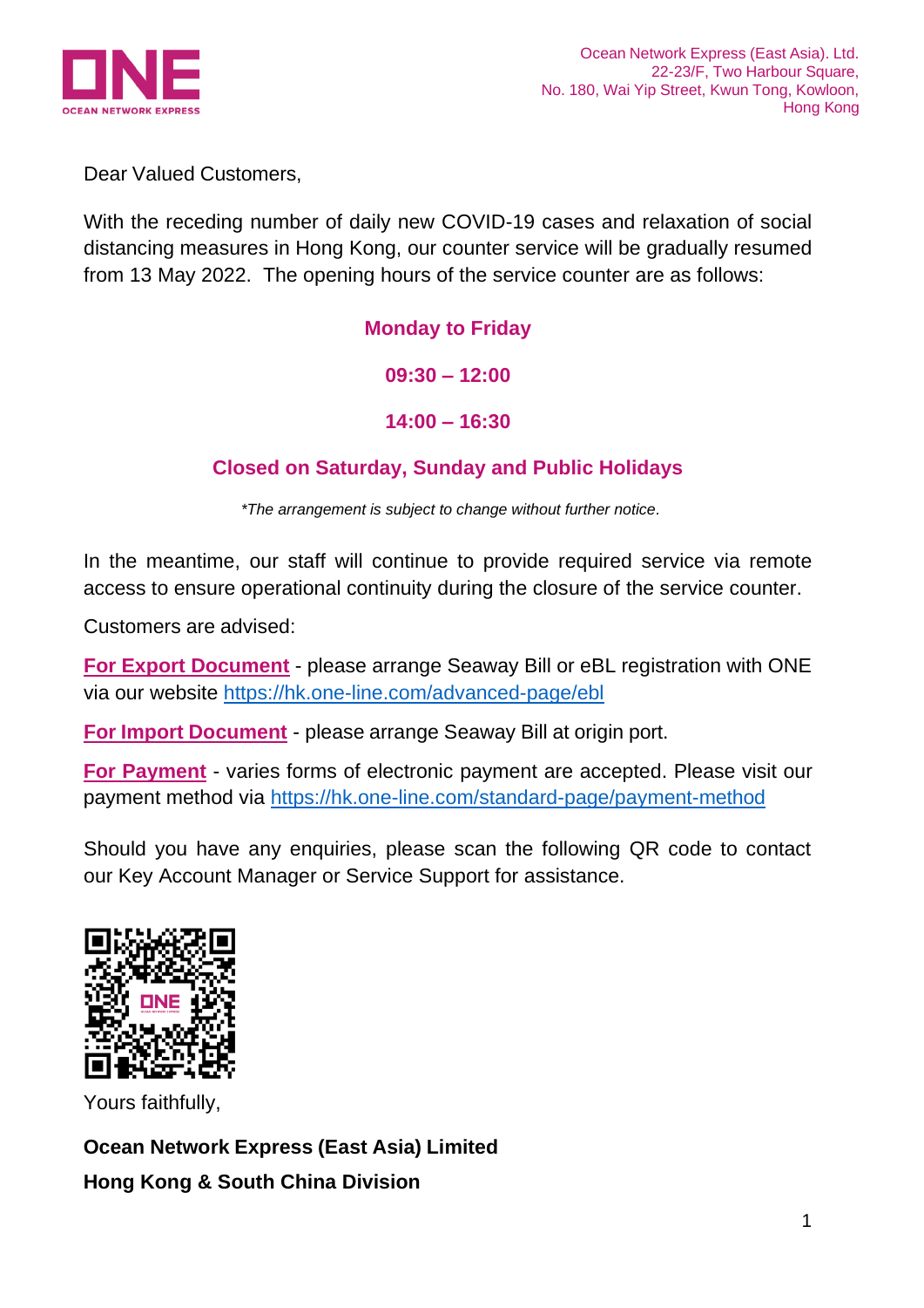Ocean Network Express (East Asia). Ltd.
22-23/F, Two Harbour Square,
No. 180, Wai Yip Street, Kwun Tong, Kowloon,
Hong Kong

Dear Valued Customers,

With the receding number of daily new COVID-19 cases and relaxation of social distancing measures in Hong Kong, our counter service will be gradually resumed from 13 May 2022. The opening hours of the service counter are as follows:

**Monday to Friday**

**09:30 – 12:00**

**14:00 – 16:30**

**Closed on Saturday, Sunday and Public Holidays**

*\*The arrangement is subject to change without further notice.*

In the meantime, our staff will continue to provide required service via remote access to ensure operational continuity during the closure of the service counter.

Customers are advised:

**For Export Document** - please arrange Seaway Bill or eBL registration with ONE via our website https://hk.one-line.com/advanced-page/ebl

**For Import Document** - please arrange Seaway Bill at origin port.

**For Payment** - varies forms of electronic payment are accepted. Please visit our payment method via https://hk.one-line.com/standard-page/payment-method

Should you have any enquiries, please scan the following QR code to contact our Key Account Manager or Service Support for assistance.

Yours faithfully,

**Ocean Network Express (East Asia) Limited**
**Hong Kong & South China Division**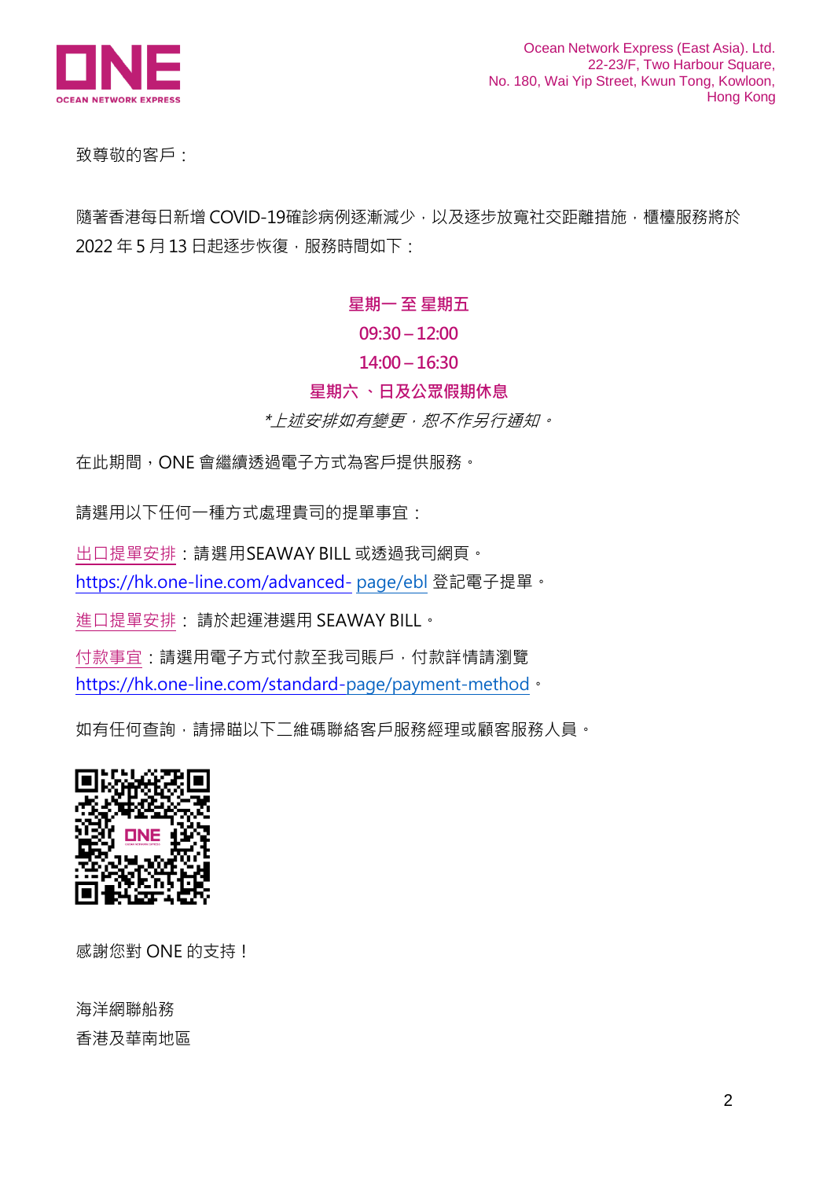Ocean Network Express (East Asia). Ltd.
22-23/F, Two Harbour Square,
No. 180, Wai Yip Street, Kwun Tong, Kowloon,
Hong Kong

致尊敬的客戶：

隨著香港每日新增 COVID-19確診病例逐漸減少，以及逐步放寬社交距離措施，櫃檯服務將於 2022 年 5 月 13 日起逐步恢復，服務時間如下：

**星期一 至 星期五**

**09:30 – 12:00**

**14:00 – 16:30**

**星期六 、日及公眾假期休息**

*\*上述安排如有變更，恕不作另行通知。*

在此期間，ONE 會繼續透過電子方式為客戶提供服務。

請選用以下任何一種方式處理貴司的提單事宜：

出口提單安排：請選用SEAWAY BILL 或透過我司網頁。
https://hk.one-line.com/advanced-page/ebl 登記電子提單。

進口提單安排： 請於起運港選用 SEAWAY BILL。

付款事宜：請選用電子方式付款至我司賬戶，付款詳情請瀏覽
https://hk.one-line.com/standard-page/payment-method。

如有任何查詢，請掃瞄以下二維碼聯絡客戶服務經理或顧客服務人員。

感謝您對 ONE 的支持！

海洋網聯船務
香港及華南地區